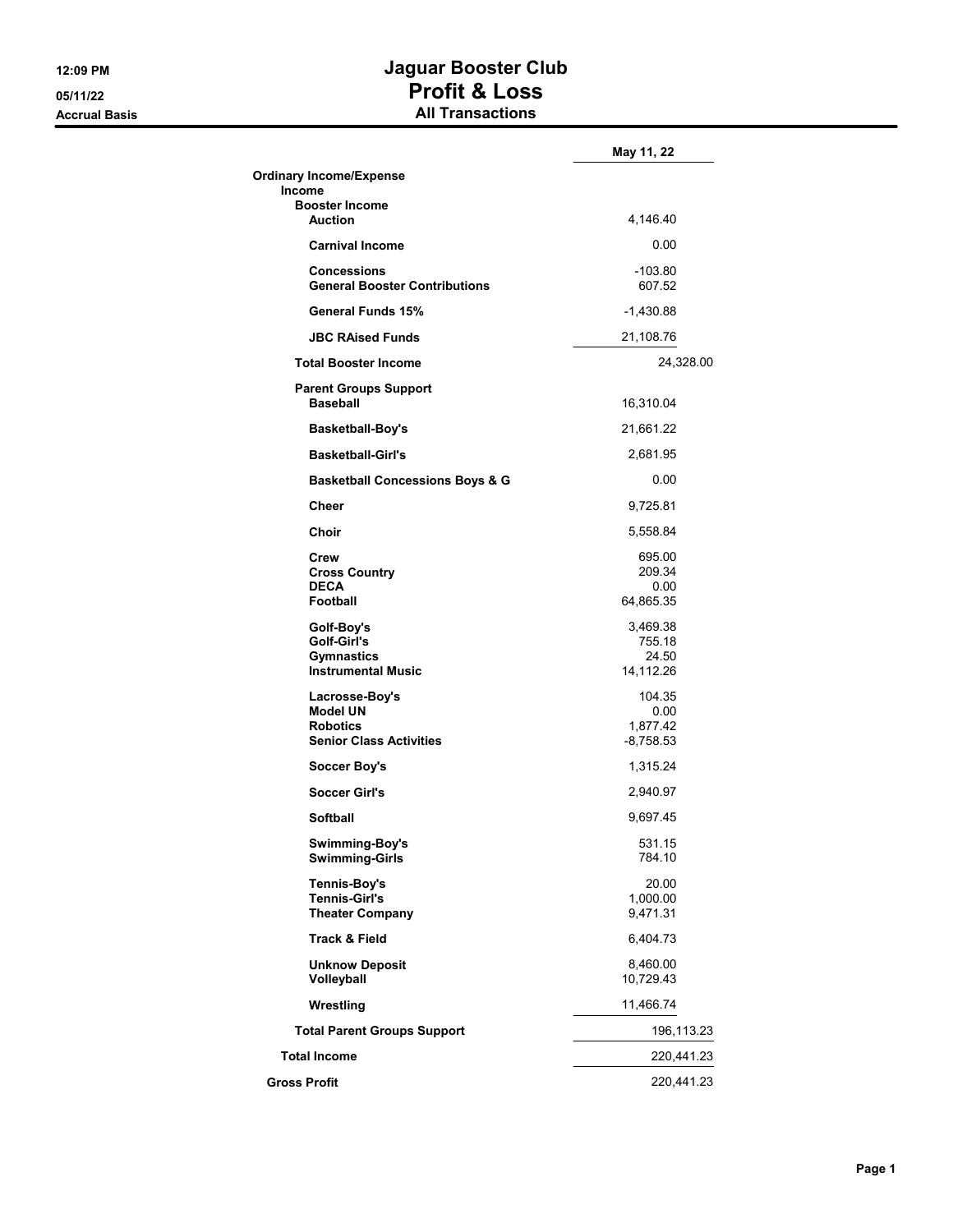# Jaguar Booster Club
## Profit & Loss
### All Transactions

12:09 PM
05/11/22
Accrual Basis

| | May 11, 22 |
|---|---|
| **Ordinary Income/Expense** | |
| **Income** | |
| **Booster Income** | |
| **Auction** | 4,146.40 |
| **Carnival Income** | 0.00 |
| **Concessions** | -103.80 |
| **General Booster Contributions** | 607.52 |
| **General Funds 15%** | -1,430.88 |
| **JBC RAised Funds** | 21,108.76 |
| **Total Booster Income** | 24,328.00 |
| **Parent Groups Support** | |
| **Baseball** | 16,310.04 |
| **Basketball-Boy's** | 21,661.22 |
| **Basketball-Girl's** | 2,681.95 |
| **Basketball Concessions Boys & G** | 0.00 |
| **Cheer** | 9,725.81 |
| **Choir** | 5,558.84 |
| **Crew** | 695.00 |
| **Cross Country** | 209.34 |
| **DECA** | 0.00 |
| **Football** | 64,865.35 |
| **Golf-Boy's** | 3,469.38 |
| **Golf-Girl's** | 755.18 |
| **Gymnastics** | 24.50 |
| **Instrumental Music** | 14,112.26 |
| **Lacrosse-Boy's** | 104.35 |
| **Model UN** | 0.00 |
| **Robotics** | 1,877.42 |
| **Senior Class Activities** | -8,758.53 |
| **Soccer Boy's** | 1,315.24 |
| **Soccer Girl's** | 2,940.97 |
| **Softball** | 9,697.45 |
| **Swimming-Boy's** | 531.15 |
| **Swimming-Girls** | 784.10 |
| **Tennis-Boy's** | 20.00 |
| **Tennis-Girl's** | 1,000.00 |
| **Theater Company** | 9,471.31 |
| **Track & Field** | 6,404.73 |
| **Unknow Deposit** | 8,460.00 |
| **Volleyball** | 10,729.43 |
| **Wrestling** | 11,466.74 |
| **Total Parent Groups Support** | 196,113.23 |
| **Total Income** | 220,441.23 |
| **Gross Profit** | 220,441.23 |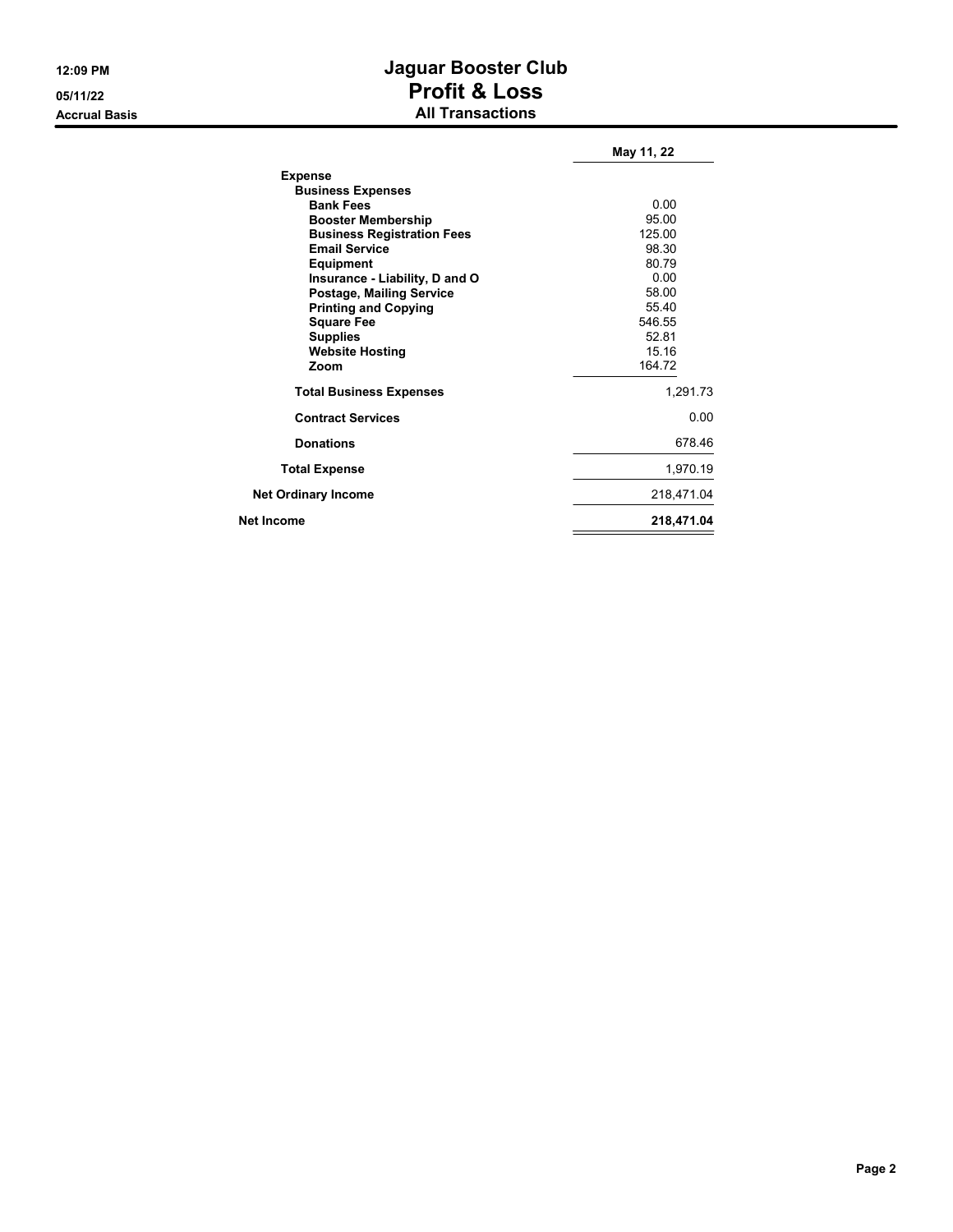# Jaguar Booster Club
## Profit & Loss
### All Transactions

12:09 PM
05/11/22
Accrual Basis

| | May 11, 22 |
|---|---|
| **Expense** | |
| **Business Expenses** | |
| **Bank Fees** | 0.00 |
| **Booster Membership** | 95.00 |
| **Business Registration Fees** | 125.00 |
| **Email Service** | 98.30 |
| **Equipment** | 80.79 |
| **Insurance - Liability, D and O** | 0.00 |
| **Postage, Mailing Service** | 58.00 |
| **Printing and Copying** | 55.40 |
| **Square Fee** | 546.55 |
| **Supplies** | 52.81 |
| **Website Hosting** | 15.16 |
| **Zoom** | 164.72 |
| **Total Business Expenses** | 1,291.73 |
| **Contract Services** | 0.00 |
| **Donations** | 678.46 |
| **Total Expense** | 1,970.19 |
| **Net Ordinary Income** | 218,471.04 |
| **Net Income** | **218,471.04** |